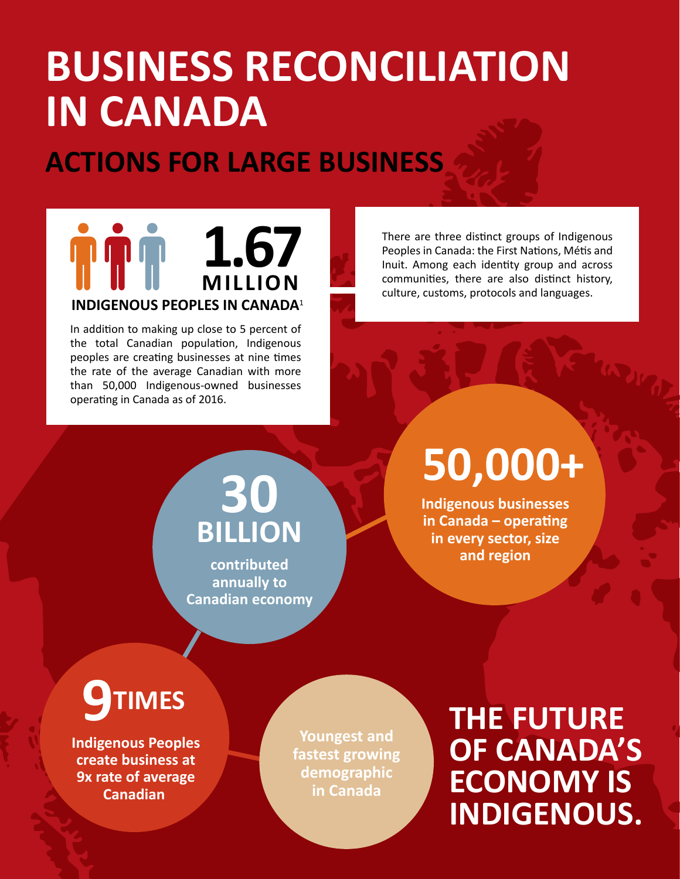# BUSINESS RECONCILIATION IN CANADA

## ACTIONS FOR LARGE BUSINESS

**1.67 MILLION**

**INDIGENOUS PEOPLES IN CANADA**[1]

In addition to making up close to 5 percent of the total Canadian population, Indigenous peoples are creating businesses at nine times the rate of the average Canadian with more than 50,000 Indigenous-owned businesses operating in Canada as of 2016.

There are three distinct groups of Indigenous Peoples in Canada: the First Nations, Métis and Inuit. Among each identity group and across communities, there are also distinct history, culture, customs, protocols and languages.

**30 BILLION**

**contributed annually to Canadian economy**

**50,000+**

**Indigenous businesses in Canada – operating in every sector, size and region**

**9 TIMES**

**Indigenous Peoples create business at 9x rate of average Canadian**

**Youngest and fastest growing demographic in Canada**

## THE FUTURE OF CANADA'S ECONOMY IS INDIGENOUS.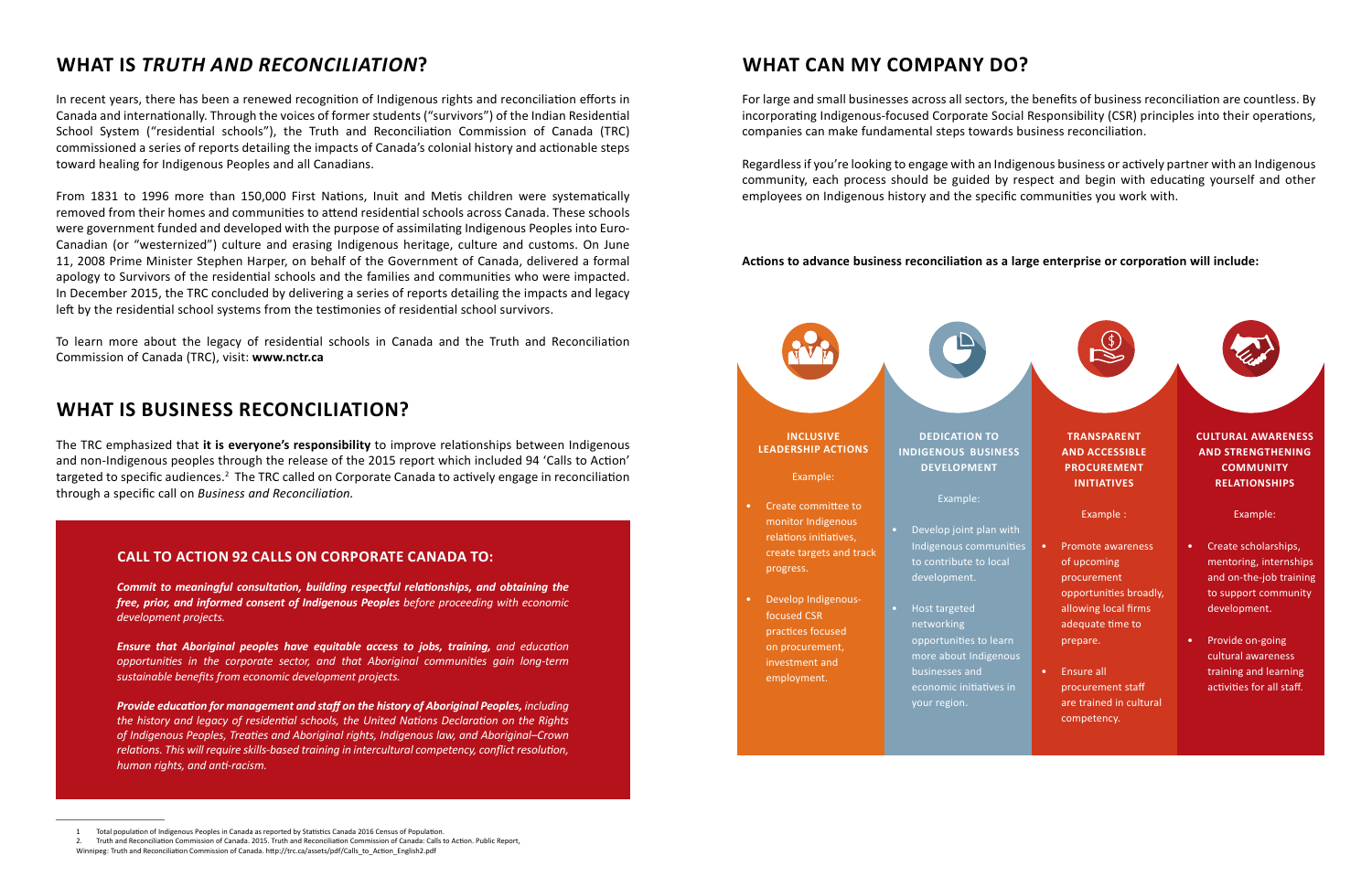## WHAT IS *TRUTH AND RECONCILIATION*?

In recent years, there has been a renewed recognition of Indigenous rights and reconciliation efforts in Canada and internationally. Through the voices of former students ("survivors") of the Indian Residential School System ("residential schools"), the Truth and Reconciliation Commission of Canada (TRC) commissioned a series of reports detailing the impacts of Canada's colonial history and actionable steps toward healing for Indigenous Peoples and all Canadians.

From 1831 to 1996 more than 150,000 First Nations, Inuit and Metis children were systematically removed from their homes and communities to attend residential schools across Canada. These schools were government funded and developed with the purpose of assimilating Indigenous Peoples into Euro-Canadian (or "westernized") culture and erasing Indigenous heritage, culture and customs. On June 11, 2008 Prime Minister Stephen Harper, on behalf of the Government of Canada, delivered a formal apology to Survivors of the residential schools and the families and communities who were impacted. In December 2015, the TRC concluded by delivering a series of reports detailing the impacts and legacy left by the residential school systems from the testimonies of residential school survivors.

To learn more about the legacy of residential schools in Canada and the Truth and Reconciliation Commission of Canada (TRC), visit: **www.nctr.ca**

## WHAT IS BUSINESS RECONCILIATION?

The TRC emphasized that **it is everyone's responsibility** to improve relationships between Indigenous and non-Indigenous peoples through the release of the 2015 report which included 94 'Calls to Action' targeted to specific audiences.[2] The TRC called on Corporate Canada to actively engage in reconciliation through a specific call on *Business and Reconciliation.*

### CALL TO ACTION 92 CALLS ON CORPORATE CANADA TO:

***Commit to meaningful consultation, building respectful relationships, and obtaining the free, prior, and informed consent of Indigenous Peoples*** *before proceeding with economic development projects.*

***Ensure that Aboriginal peoples have equitable access to jobs, training,*** *and education opportunities in the corporate sector, and that Aboriginal communities gain long-term sustainable benefits from economic development projects.*

***Provide education for management and staff on the history of Aboriginal Peoples,*** *including the history and legacy of residential schools, the United Nations Declaration on the Rights of Indigenous Peoples, Treaties and Aboriginal rights, Indigenous law, and Aboriginal–Crown relations. This will require skills-based training in intercultural competency, conflict resolution, human rights, and anti-racism.*

## WHAT CAN MY COMPANY DO?

For large and small businesses across all sectors, the benefits of business reconciliation are countless. By incorporating Indigenous-focused Corporate Social Responsibility (CSR) principles into their operations, companies can make fundamental steps towards business reconciliation.

Regardless if you're looking to engage with an Indigenous business or actively partner with an Indigenous community, each process should be guided by respect and begin with educating yourself and other employees on Indigenous history and the specific communities you work with.

**Actions to advance business reconciliation as a large enterprise or corporation will include:**

**INCLUSIVE LEADERSHIP ACTIONS**

Example:

- Create committee to monitor Indigenous relations initiatives, create targets and track progress.
- Develop Indigenous-focused CSR practices focused on procurement, investment and employment.

**DEDICATION TO INDIGENOUS BUSINESS DEVELOPMENT**

Example:

- Develop joint plan with Indigenous communities to contribute to local development.
- Host targeted networking opportunities to learn more about Indigenous businesses and economic initiatives in your region.

**TRANSPARENT AND ACCESSIBLE PROCUREMENT INITIATIVES**

Example :

- Promote awareness of upcoming procurement opportunities broadly, allowing local firms adequate time to prepare.
- Ensure all procurement staff are trained in cultural competency.

**CULTURAL AWARENESS AND STRENGTHENING COMMUNITY RELATIONSHIPS**

Example:

- Create scholarships, mentoring, internships and on-the-job training to support community development.
- Provide on-going cultural awareness training and learning activities for all staff.

---

1 Total population of Indigenous Peoples in Canada as reported by Statistics Canada 2016 Census of Population.

2. Truth and Reconciliation Commission of Canada. 2015. Truth and Reconciliation Commission of Canada: Calls to Action. Public Report, Winnipeg: Truth and Reconciliation Commission of Canada. http://trc.ca/assets/pdf/Calls_to_Action_English2.pdf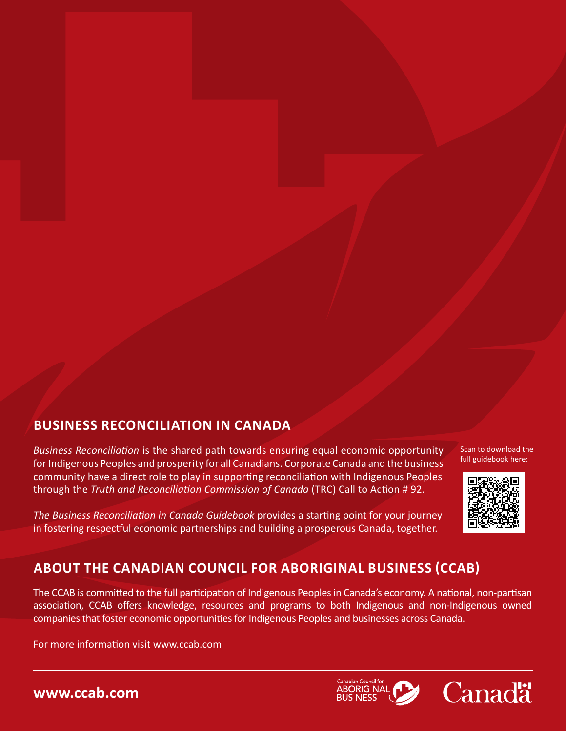## BUSINESS RECONCILIATION IN CANADA

*Business Reconciliation* is the shared path towards ensuring equal economic opportunity for Indigenous Peoples and prosperity for all Canadians. Corporate Canada and the business community have a direct role to play in supporting reconciliation with Indigenous Peoples through the *Truth and Reconciliation Commission of Canada* (TRC) Call to Action # 92.

*The Business Reconciliation in Canada Guidebook* provides a starting point for your journey in fostering respectful economic partnerships and building a prosperous Canada, together.

Scan to download the full guidebook here:

## ABOUT THE CANADIAN COUNCIL FOR ABORIGINAL BUSINESS (CCAB)

The CCAB is committed to the full participation of Indigenous Peoples in Canada's economy. A national, non-partisan association, CCAB offers knowledge, resources and programs to both Indigenous and non-Indigenous owned companies that foster economic opportunities for Indigenous Peoples and businesses across Canada.

For more information visit www.ccab.com

**www.ccab.com**

Canadian Council for ABORIGINAL BUSINESS

Canada